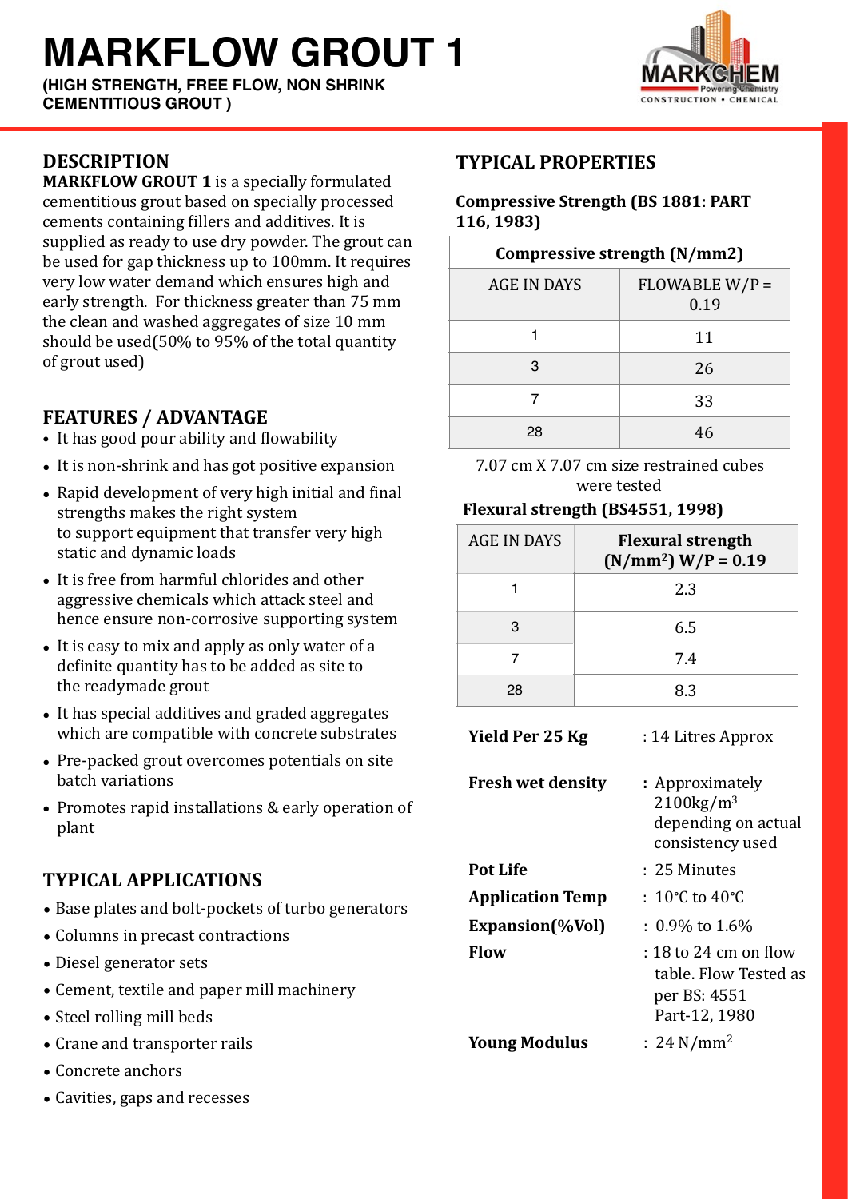# MARKFLOW GROUT 1

**(HIGH STRENGTH, FREE FLOW, NON SHRINK CEMENTITIOUS GROUT )**

## DESCRIPTION

**MARKFLOW GROUT 1** is a specially formulated cementitious grout based on specially processed cements containing fillers and additives. It is supplied as ready to use dry powder. The grout can be used for gap thickness up to 100mm. It requires very low water demand which ensures high and early strength. For thickness greater than 75 mm the clean and washed aggregates of size 10 mm should be used(50% to 95% of the total quantity of grout used)

## FEATURES / ADVANTAGE

- It has good pour ability and flowability
- It is non-shrink and has got positive expansion
- Rapid development of very high initial and final strengths makes the right system to support equipment that transfer very high static and dynamic loads
- It is free from harmful chlorides and other aggressive chemicals which attack steel and hence ensure non-corrosive supporting system
- It is easy to mix and apply as only water of a definite quantity has to be added as site to the readymade grout
- It has special additives and graded aggregates which are compatible with concrete substrates
- Pre-packed grout overcomes potentials on site batch variations
- Promotes rapid installations & early operation of plant

## TYPICAL APPLICATIONS

- Base plates and bolt-pockets of turbo generators
- Columns in precast contractions
- Diesel generator sets
- Cement, textile and paper mill machinery
- Steel rolling mill beds
- Crane and transporter rails
- Concrete anchors
- Cavities, gaps and recesses

## TYPICAL PROPERTIES

**Compressive Strength (BS 1881: PART 116, 1983)**

| Compressive strength (N/mm2) | |
|---|---|
| AGE IN DAYS | FLOWABLE W/P = 0.19 |
| 1 | 11 |
| 3 | 26 |
| 7 | 33 |
| 28 | 46 |

7.07 cm X 7.07 cm size restrained cubes were tested

**Flexural strength (BS4551, 1998)**

| AGE IN DAYS | **Flexural strength ($N/mm^2$) W/P = 0.19** |
|---|---|
| 1 | 2.3 |
| 3 | 6.5 |
| 7 | 7.4 |
| 28 | 8.3 |

| | |
|---|---|
| **Yield Per 25 Kg** | : 14 Litres Approx |
| **Fresh wet density** | : Approximately $2100 kg/m^3$ depending on actual consistency used |
| **Pot Life** | : 25 Minutes |
| **Application Temp** | : 10°C to 40°C |
| **Expansion(%Vol)** | : 0.9% to 1.6% |
| **Flow** | : 18 to 24 cm on flow table. Flow Tested as per BS: 4551 Part-12, 1980 |
| **Young Modulus** | : $24 N/mm^2$ |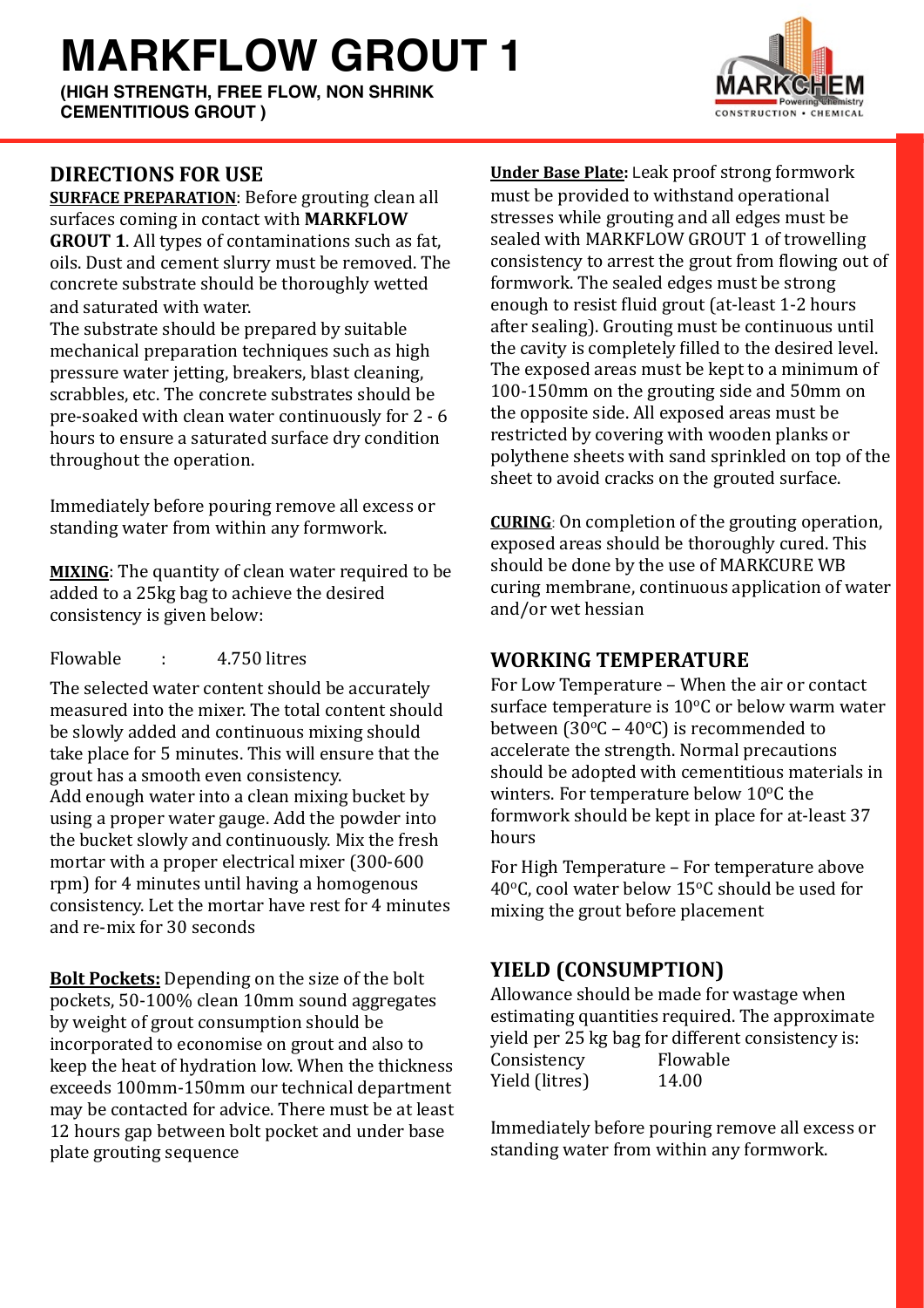# MARKFLOW GROUT 1

**(HIGH STRENGTH, FREE FLOW, NON SHRINK CEMENTITIOUS GROUT )**

## DIRECTIONS FOR USE

**SURFACE PREPARATION**: Before grouting clean all surfaces coming in contact with **MARKFLOW GROUT 1**. All types of contaminations such as fat, oils. Dust and cement slurry must be removed. The concrete substrate should be thoroughly wetted and saturated with water.

The substrate should be prepared by suitable mechanical preparation techniques such as high pressure water jetting, breakers, blast cleaning, scrabbles, etc. The concrete substrates should be pre-soaked with clean water continuously for 2 - 6 hours to ensure a saturated surface dry condition throughout the operation.

Immediately before pouring remove all excess or standing water from within any formwork.

**MIXING**: The quantity of clean water required to be added to a 25kg bag to achieve the desired consistency is given below:

Flowable : 4.750 litres

The selected water content should be accurately measured into the mixer. The total content should be slowly added and continuous mixing should take place for 5 minutes. This will ensure that the grout has a smooth even consistency.

Add enough water into a clean mixing bucket by using a proper water gauge. Add the powder into the bucket slowly and continuously. Mix the fresh mortar with a proper electrical mixer (300-600 rpm) for 4 minutes until having a homogenous consistency. Let the mortar have rest for 4 minutes and re-mix for 30 seconds

**Bolt Pockets:** Depending on the size of the bolt pockets, 50-100% clean 10mm sound aggregates by weight of grout consumption should be incorporated to economise on grout and also to keep the heat of hydration low. When the thickness exceeds 100mm-150mm our technical department may be contacted for advice. There must be at least 12 hours gap between bolt pocket and under base plate grouting sequence

**Under Base Plate:** Leak proof strong formwork must be provided to withstand operational stresses while grouting and all edges must be sealed with MARKFLOW GROUT 1 of trowelling consistency to arrest the grout from flowing out of formwork. The sealed edges must be strong enough to resist fluid grout (at-least 1-2 hours after sealing). Grouting must be continuous until the cavity is completely filled to the desired level. The exposed areas must be kept to a minimum of 100-150mm on the grouting side and 50mm on the opposite side. All exposed areas must be restricted by covering with wooden planks or polythene sheets with sand sprinkled on top of the sheet to avoid cracks on the grouted surface.

**CURING**: On completion of the grouting operation, exposed areas should be thoroughly cured. This should be done by the use of MARKCURE WB curing membrane, continuous application of water and/or wet hessian

## WORKING TEMPERATURE

For Low Temperature – When the air or contact surface temperature is 10°C or below warm water between (30°C – 40°C) is recommended to accelerate the strength. Normal precautions should be adopted with cementitious materials in winters. For temperature below 10°C the formwork should be kept in place for at-least 37 hours

For High Temperature – For temperature above 40°C, cool water below 15°C should be used for mixing the grout before placement

## YIELD (CONSUMPTION)

Allowance should be made for wastage when estimating quantities required. The approximate yield per 25 kg bag for different consistency is:

| Consistency | Flowable |
|---|---|
| Yield (litres) | 14.00 |

Immediately before pouring remove all excess or standing water from within any formwork.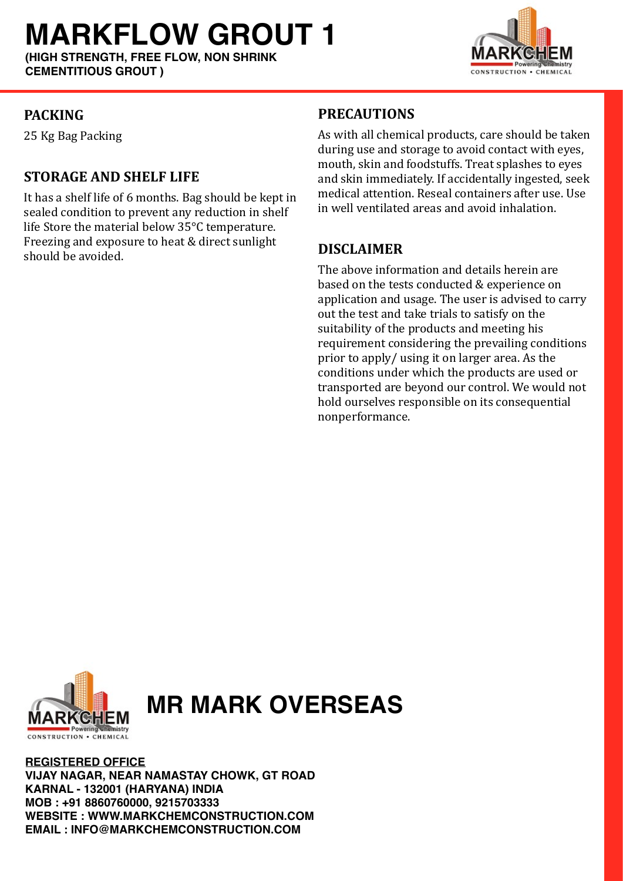# MARKFLOW GROUT 1

**(HIGH STRENGTH, FREE FLOW, NON SHRINK CEMENTITIOUS GROUT )**

## PACKING

25 Kg Bag Packing

## STORAGE AND SHELF LIFE

It has a shelf life of 6 months. Bag should be kept in sealed condition to prevent any reduction in shelf life Store the material below 35°C temperature. Freezing and exposure to heat & direct sunlight should be avoided.

## PRECAUTIONS

As with all chemical products, care should be taken during use and storage to avoid contact with eyes, mouth, skin and foodstuffs. Treat splashes to eyes and skin immediately. If accidentally ingested, seek medical attention. Reseal containers after use. Use in well ventilated areas and avoid inhalation.

## DISCLAIMER

The above information and details herein are based on the tests conducted & experience on application and usage. The user is advised to carry out the test and take trials to satisfy on the suitability of the products and meeting his requirement considering the prevailing conditions prior to apply/ using it on larger area. As the conditions under which the products are used or transported are beyond our control. We would not hold ourselves responsible on its consequential nonperformance.

# MR MARK OVERSEAS

**REGISTERED OFFICE**
**VIJAY NAGAR, NEAR NAMASTAY CHOWK, GT ROAD**
**KARNAL - 132001 (HARYANA) INDIA**
**MOB : +91 8860760000, 9215703333**
**WEBSITE : WWW.MARKCHEMCONSTRUCTION.COM**
**EMAIL : INFO@MARKCHEMCONSTRUCTION.COM**